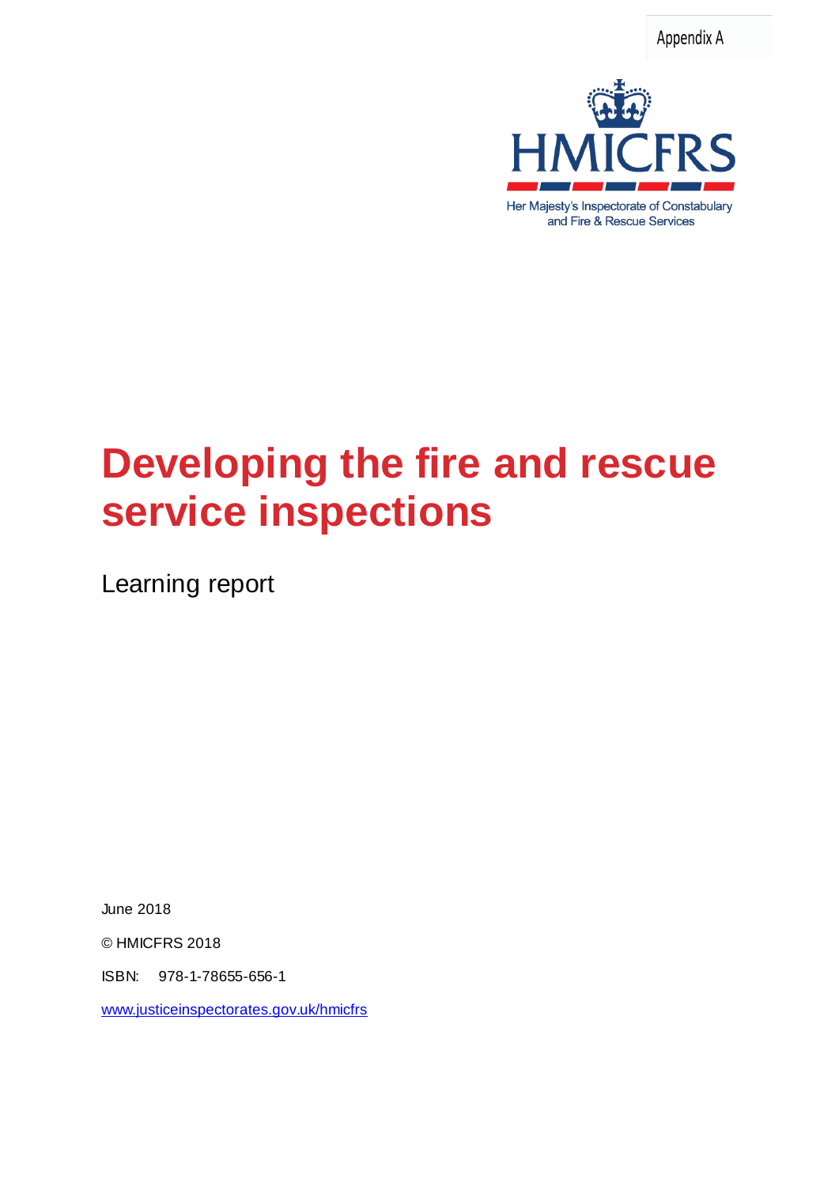Appendix A

HMICFRS

Her Majesty's Inspectorate of Constabulary and Fire & Rescue Services

# Developing the fire and rescue service inspections

Learning report

June 2018

© HMICFRS 2018

ISBN: 978-1-78655-656-1

www.justiceinspectorates.gov.uk/hmicfrs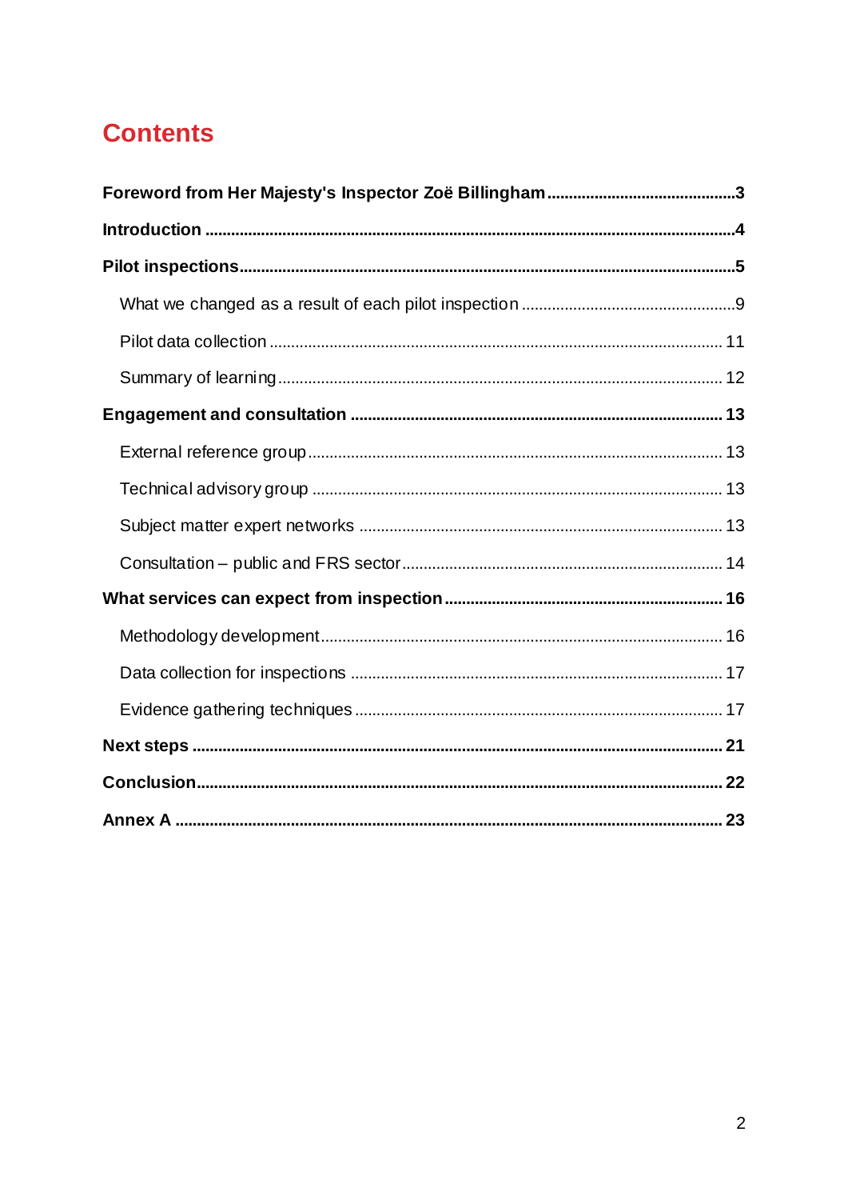# Contents

**Foreword from Her Majesty's Inspector Zoë Billingham** ........................................ 3

**Introduction** ........................................ 4

**Pilot inspections** ........................................ 5

- What we changed as a result of each pilot inspection ........................................ 9
- Pilot data collection ........................................ 11
- Summary of learning ........................................ 12

**Engagement and consultation** ........................................ 13

- External reference group ........................................ 13
- Technical advisory group ........................................ 13
- Subject matter expert networks ........................................ 13
- Consultation – public and FRS sector ........................................ 14

**What services can expect from inspection** ........................................ 16

- Methodology development ........................................ 16
- Data collection for inspections ........................................ 17
- Evidence gathering techniques ........................................ 17

**Next steps** ........................................ 21

**Conclusion** ........................................ 22

**Annex A** ........................................ 23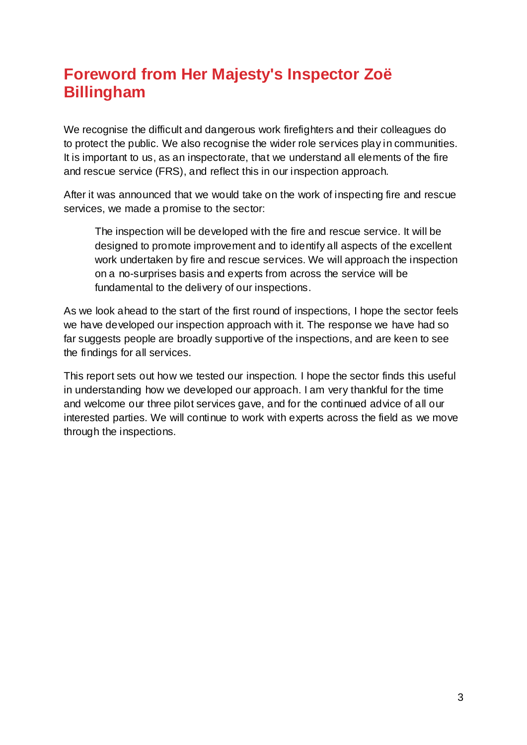# Foreword from Her Majesty's Inspector Zoë Billingham

We recognise the difficult and dangerous work firefighters and their colleagues do to protect the public. We also recognise the wider role services play in communities. It is important to us, as an inspectorate, that we understand all elements of the fire and rescue service (FRS), and reflect this in our inspection approach.

After it was announced that we would take on the work of inspecting fire and rescue services, we made a promise to the sector:

> The inspection will be developed with the fire and rescue service. It will be designed to promote improvement and to identify all aspects of the excellent work undertaken by fire and rescue services. We will approach the inspection on a no-surprises basis and experts from across the service will be fundamental to the delivery of our inspections.

As we look ahead to the start of the first round of inspections, I hope the sector feels we have developed our inspection approach with it. The response we have had so far suggests people are broadly supportive of the inspections, and are keen to see the findings for all services.

This report sets out how we tested our inspection. I hope the sector finds this useful in understanding how we developed our approach. I am very thankful for the time and welcome our three pilot services gave, and for the continued advice of all our interested parties. We will continue to work with experts across the field as we move through the inspections.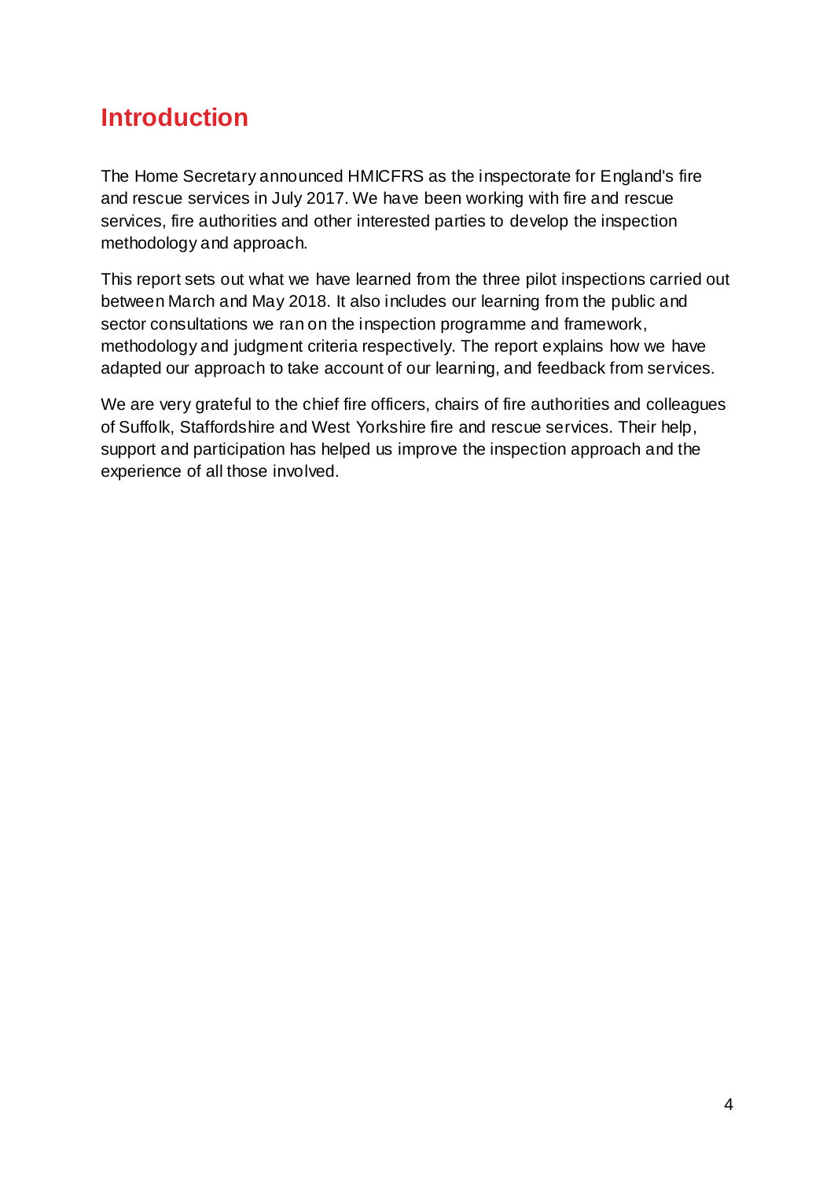# Introduction

The Home Secretary announced HMICFRS as the inspectorate for England's fire and rescue services in July 2017. We have been working with fire and rescue services, fire authorities and other interested parties to develop the inspection methodology and approach.

This report sets out what we have learned from the three pilot inspections carried out between March and May 2018. It also includes our learning from the public and sector consultations we ran on the inspection programme and framework, methodology and judgment criteria respectively. The report explains how we have adapted our approach to take account of our learning, and feedback from services.

We are very grateful to the chief fire officers, chairs of fire authorities and colleagues of Suffolk, Staffordshire and West Yorkshire fire and rescue services. Their help, support and participation has helped us improve the inspection approach and the experience of all those involved.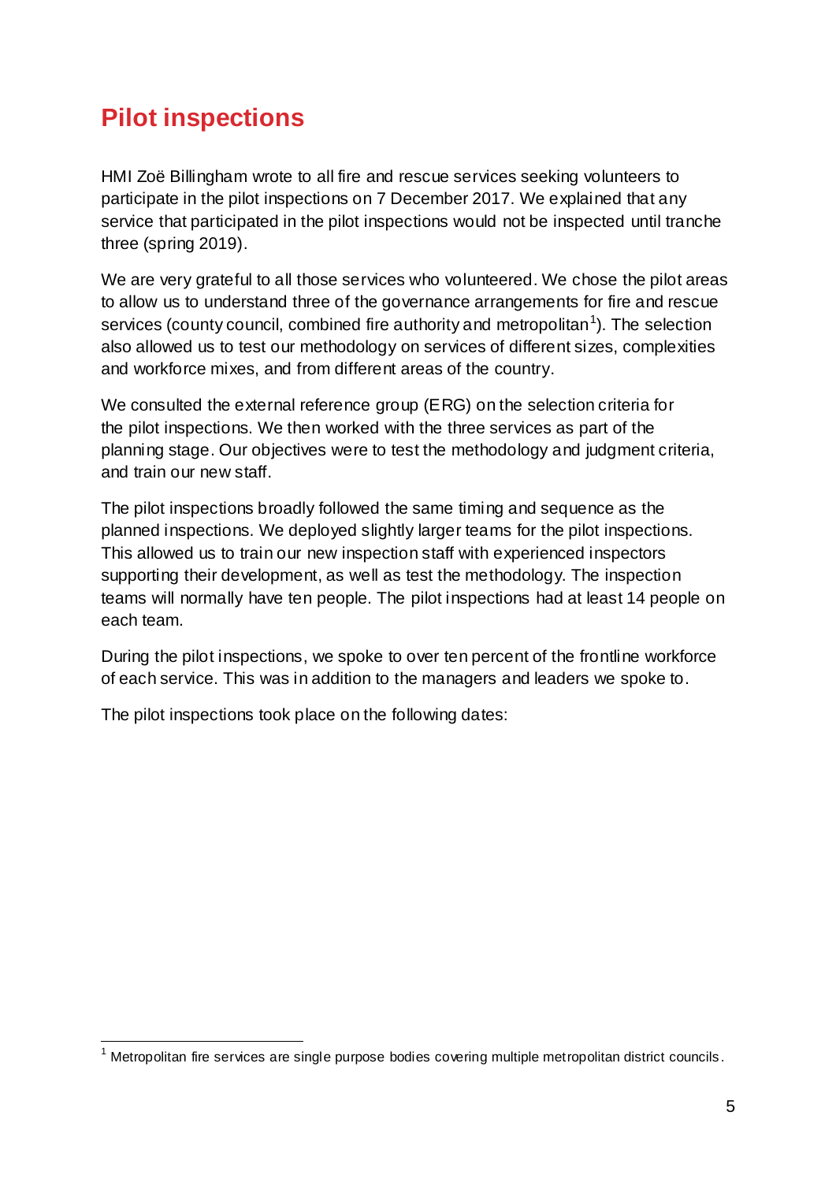# Pilot inspections

HMI Zoë Billingham wrote to all fire and rescue services seeking volunteers to participate in the pilot inspections on 7 December 2017. We explained that any service that participated in the pilot inspections would not be inspected until tranche three (spring 2019).

We are very grateful to all those services who volunteered. We chose the pilot areas to allow us to understand three of the governance arrangements for fire and rescue services (county council, combined fire authority and metropolitan[1]). The selection also allowed us to test our methodology on services of different sizes, complexities and workforce mixes, and from different areas of the country.

We consulted the external reference group (ERG) on the selection criteria for the pilot inspections. We then worked with the three services as part of the planning stage. Our objectives were to test the methodology and judgment criteria, and train our new staff.

The pilot inspections broadly followed the same timing and sequence as the planned inspections. We deployed slightly larger teams for the pilot inspections. This allowed us to train our new inspection staff with experienced inspectors supporting their development, as well as test the methodology. The inspection teams will normally have ten people. The pilot inspections had at least 14 people on each team.

During the pilot inspections, we spoke to over ten percent of the frontline workforce of each service. This was in addition to the managers and leaders we spoke to.

The pilot inspections took place on the following dates:

[1] Metropolitan fire services are single purpose bodies covering multiple metropolitan district councils.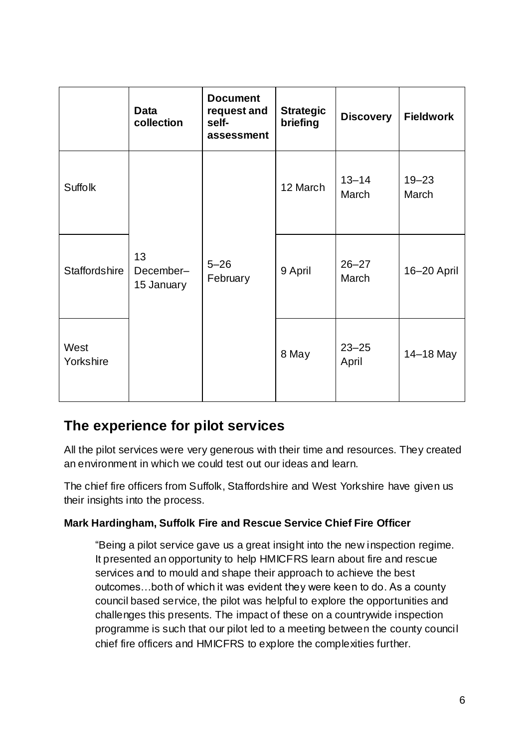| | Data collection | Document request and self-assessment | Strategic briefing | Discovery | Fieldwork |
|---|---|---|---|---|---|
| Suffolk | 13 December–15 January | 5–26 February | 12 March | 13–14 March | 19–23 March |
| Staffordshire | 13 December–15 January | 5–26 February | 9 April | 26–27 March | 16–20 April |
| West Yorkshire | 13 December–15 January | 5–26 February | 8 May | 23–25 April | 14–18 May |

## The experience for pilot services

All the pilot services were very generous with their time and resources. They created an environment in which we could test out our ideas and learn.

The chief fire officers from Suffolk, Staffordshire and West Yorkshire have given us their insights into the process.

**Mark Hardingham, Suffolk Fire and Rescue Service Chief Fire Officer**

> "Being a pilot service gave us a great insight into the new inspection regime. It presented an opportunity to help HMICFRS learn about fire and rescue services and to mould and shape their approach to achieve the best outcomes…both of which it was evident they were keen to do. As a county council based service, the pilot was helpful to explore the opportunities and challenges this presents. The impact of these on a countrywide inspection programme is such that our pilot led to a meeting between the county council chief fire officers and HMICFRS to explore the complexities further.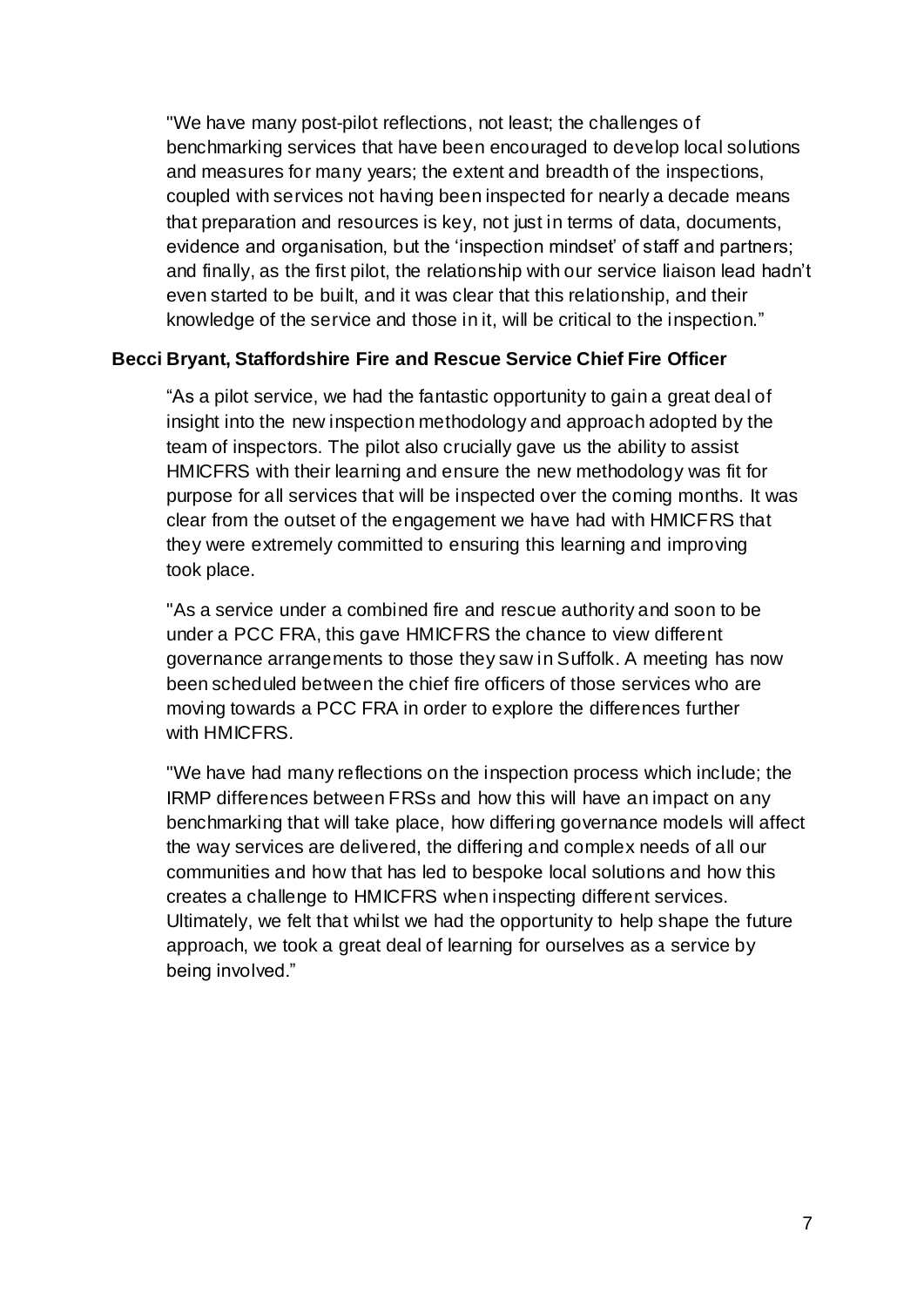"We have many post-pilot reflections, not least; the challenges of benchmarking services that have been encouraged to develop local solutions and measures for many years; the extent and breadth of the inspections, coupled with services not having been inspected for nearly a decade means that preparation and resources is key, not just in terms of data, documents, evidence and organisation, but the 'inspection mindset' of staff and partners; and finally, as the first pilot, the relationship with our service liaison lead hadn't even started to be built, and it was clear that this relationship, and their knowledge of the service and those in it, will be critical to the inspection."

**Becci Bryant, Staffordshire Fire and Rescue Service Chief Fire Officer**

"As a pilot service, we had the fantastic opportunity to gain a great deal of insight into the new inspection methodology and approach adopted by the team of inspectors. The pilot also crucially gave us the ability to assist HMICFRS with their learning and ensure the new methodology was fit for purpose for all services that will be inspected over the coming months. It was clear from the outset of the engagement we have had with HMICFRS that they were extremely committed to ensuring this learning and improving took place.

"As a service under a combined fire and rescue authority and soon to be under a PCC FRA, this gave HMICFRS the chance to view different governance arrangements to those they saw in Suffolk. A meeting has now been scheduled between the chief fire officers of those services who are moving towards a PCC FRA in order to explore the differences further with HMICFRS.

"We have had many reflections on the inspection process which include; the IRMP differences between FRSs and how this will have an impact on any benchmarking that will take place, how differing governance models will affect the way services are delivered, the differing and complex needs of all our communities and how that has led to bespoke local solutions and how this creates a challenge to HMICFRS when inspecting different services. Ultimately, we felt that whilst we had the opportunity to help shape the future approach, we took a great deal of learning for ourselves as a service by being involved."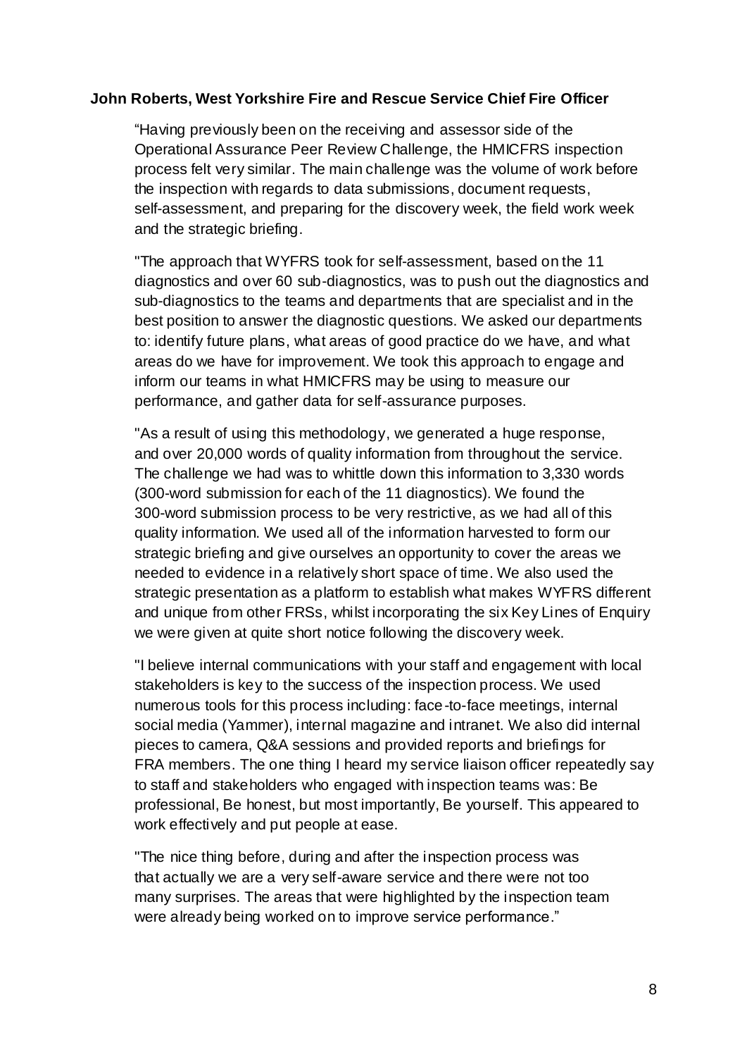**John Roberts, West Yorkshire Fire and Rescue Service Chief Fire Officer**

> "Having previously been on the receiving and assessor side of the Operational Assurance Peer Review Challenge, the HMICFRS inspection process felt very similar. The main challenge was the volume of work before the inspection with regards to data submissions, document requests, self-assessment, and preparing for the discovery week, the field work week and the strategic briefing.
>
> "The approach that WYFRS took for self-assessment, based on the 11 diagnostics and over 60 sub-diagnostics, was to push out the diagnostics and sub-diagnostics to the teams and departments that are specialist and in the best position to answer the diagnostic questions. We asked our departments to: identify future plans, what areas of good practice do we have, and what areas do we have for improvement. We took this approach to engage and inform our teams in what HMICFRS may be using to measure our performance, and gather data for self-assurance purposes.
>
> "As a result of using this methodology, we generated a huge response, and over 20,000 words of quality information from throughout the service. The challenge we had was to whittle down this information to 3,330 words (300-word submission for each of the 11 diagnostics). We found the 300-word submission process to be very restrictive, as we had all of this quality information. We used all of the information harvested to form our strategic briefing and give ourselves an opportunity to cover the areas we needed to evidence in a relatively short space of time. We also used the strategic presentation as a platform to establish what makes WYFRS different and unique from other FRSs, whilst incorporating the six Key Lines of Enquiry we were given at quite short notice following the discovery week.
>
> "I believe internal communications with your staff and engagement with local stakeholders is key to the success of the inspection process. We used numerous tools for this process including: face-to-face meetings, internal social media (Yammer), internal magazine and intranet. We also did internal pieces to camera, Q&A sessions and provided reports and briefings for FRA members. The one thing I heard my service liaison officer repeatedly say to staff and stakeholders who engaged with inspection teams was: Be professional, Be honest, but most importantly, Be yourself. This appeared to work effectively and put people at ease.
>
> "The nice thing before, during and after the inspection process was that actually we are a very self-aware service and there were not too many surprises. The areas that were highlighted by the inspection team were already being worked on to improve service performance."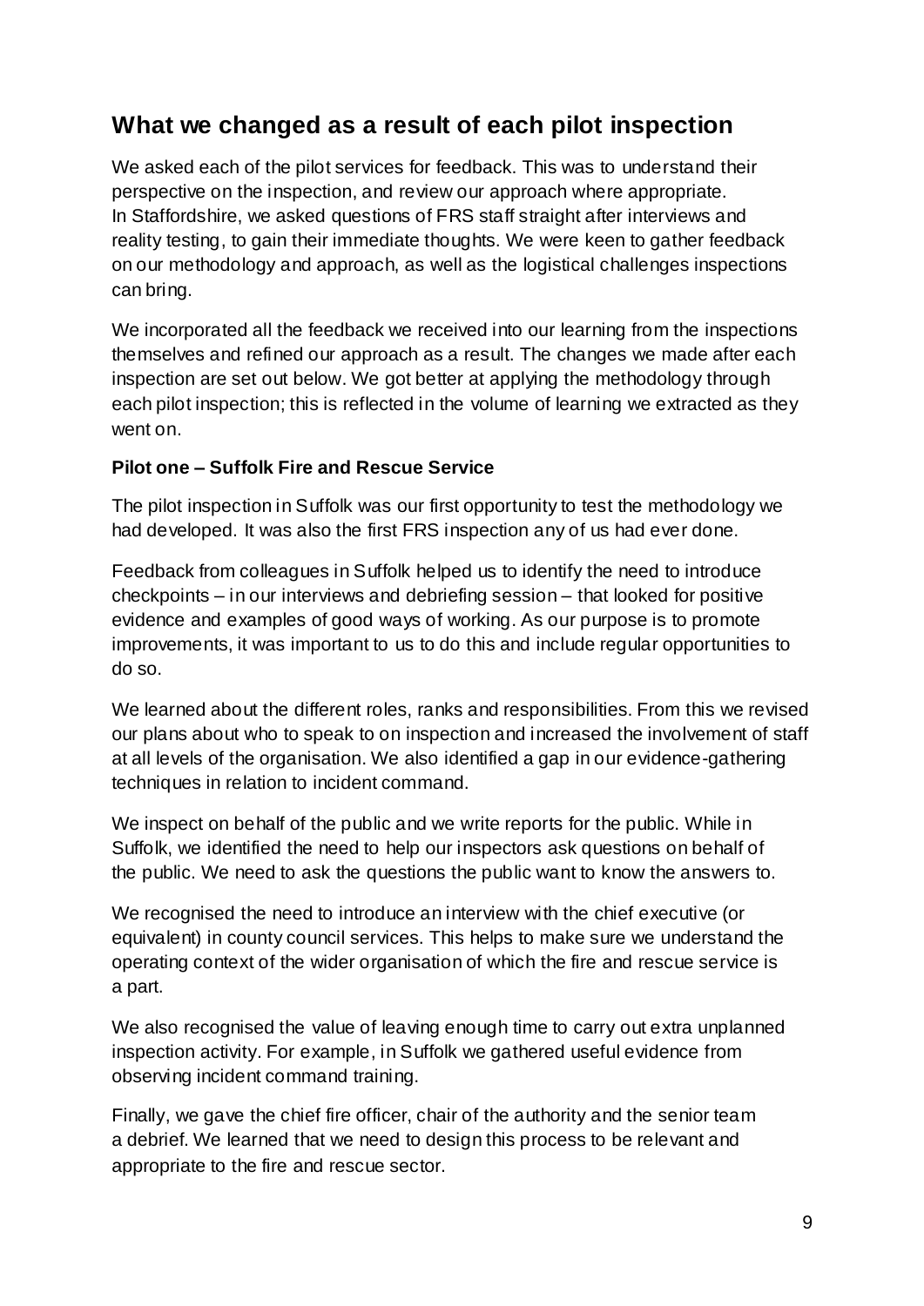## What we changed as a result of each pilot inspection

We asked each of the pilot services for feedback. This was to understand their perspective on the inspection, and review our approach where appropriate. In Staffordshire, we asked questions of FRS staff straight after interviews and reality testing, to gain their immediate thoughts. We were keen to gather feedback on our methodology and approach, as well as the logistical challenges inspections can bring.

We incorporated all the feedback we received into our learning from the inspections themselves and refined our approach as a result. The changes we made after each inspection are set out below. We got better at applying the methodology through each pilot inspection; this is reflected in the volume of learning we extracted as they went on.

**Pilot one – Suffolk Fire and Rescue Service**

The pilot inspection in Suffolk was our first opportunity to test the methodology we had developed. It was also the first FRS inspection any of us had ever done.

Feedback from colleagues in Suffolk helped us to identify the need to introduce checkpoints – in our interviews and debriefing session – that looked for positive evidence and examples of good ways of working. As our purpose is to promote improvements, it was important to us to do this and include regular opportunities to do so.

We learned about the different roles, ranks and responsibilities. From this we revised our plans about who to speak to on inspection and increased the involvement of staff at all levels of the organisation. We also identified a gap in our evidence-gathering techniques in relation to incident command.

We inspect on behalf of the public and we write reports for the public. While in Suffolk, we identified the need to help our inspectors ask questions on behalf of the public. We need to ask the questions the public want to know the answers to.

We recognised the need to introduce an interview with the chief executive (or equivalent) in county council services. This helps to make sure we understand the operating context of the wider organisation of which the fire and rescue service is a part.

We also recognised the value of leaving enough time to carry out extra unplanned inspection activity. For example, in Suffolk we gathered useful evidence from observing incident command training.

Finally, we gave the chief fire officer, chair of the authority and the senior team a debrief. We learned that we need to design this process to be relevant and appropriate to the fire and rescue sector.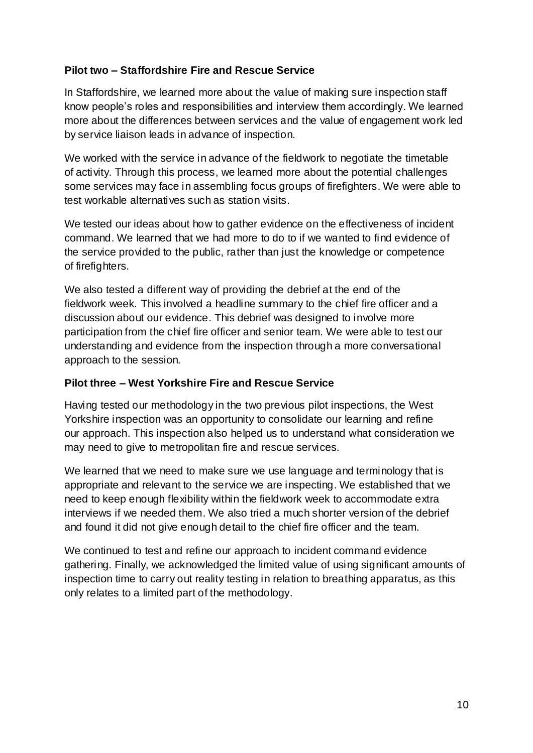**Pilot two – Staffordshire Fire and Rescue Service**

In Staffordshire, we learned more about the value of making sure inspection staff know people's roles and responsibilities and interview them accordingly. We learned more about the differences between services and the value of engagement work led by service liaison leads in advance of inspection.

We worked with the service in advance of the fieldwork to negotiate the timetable of activity. Through this process, we learned more about the potential challenges some services may face in assembling focus groups of firefighters. We were able to test workable alternatives such as station visits.

We tested our ideas about how to gather evidence on the effectiveness of incident command. We learned that we had more to do to if we wanted to find evidence of the service provided to the public, rather than just the knowledge or competence of firefighters.

We also tested a different way of providing the debrief at the end of the fieldwork week. This involved a headline summary to the chief fire officer and a discussion about our evidence. This debrief was designed to involve more participation from the chief fire officer and senior team. We were able to test our understanding and evidence from the inspection through a more conversational approach to the session.

**Pilot three – West Yorkshire Fire and Rescue Service**

Having tested our methodology in the two previous pilot inspections, the West Yorkshire inspection was an opportunity to consolidate our learning and refine our approach. This inspection also helped us to understand what consideration we may need to give to metropolitan fire and rescue services.

We learned that we need to make sure we use language and terminology that is appropriate and relevant to the service we are inspecting. We established that we need to keep enough flexibility within the fieldwork week to accommodate extra interviews if we needed them. We also tried a much shorter version of the debrief and found it did not give enough detail to the chief fire officer and the team.

We continued to test and refine our approach to incident command evidence gathering. Finally, we acknowledged the limited value of using significant amounts of inspection time to carry out reality testing in relation to breathing apparatus, as this only relates to a limited part of the methodology.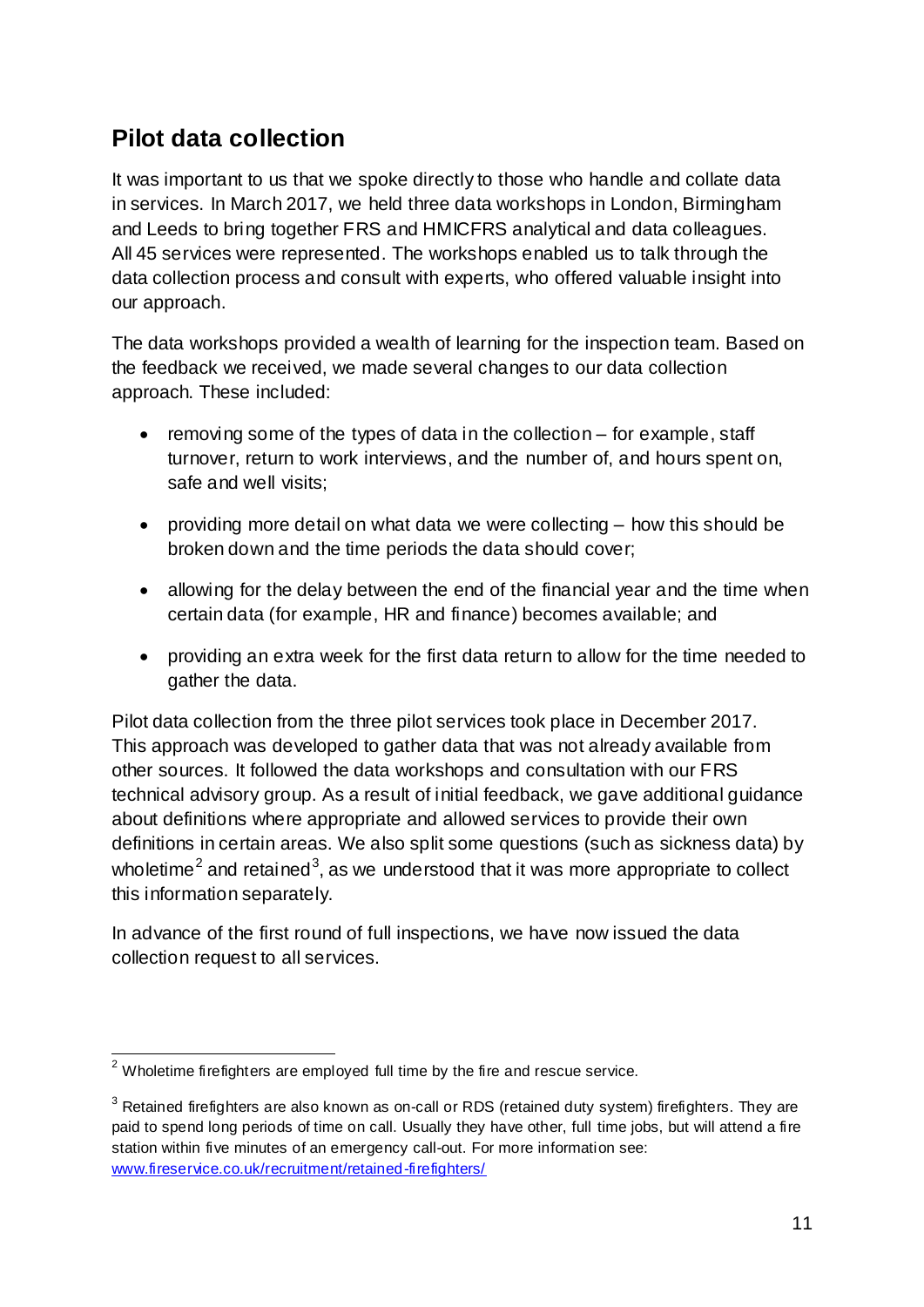## Pilot data collection

It was important to us that we spoke directly to those who handle and collate data in services. In March 2017, we held three data workshops in London, Birmingham and Leeds to bring together FRS and HMICFRS analytical and data colleagues. All 45 services were represented. The workshops enabled us to talk through the data collection process and consult with experts, who offered valuable insight into our approach.

The data workshops provided a wealth of learning for the inspection team. Based on the feedback we received, we made several changes to our data collection approach. These included:

- removing some of the types of data in the collection – for example, staff turnover, return to work interviews, and the number of, and hours spent on, safe and well visits;
- providing more detail on what data we were collecting – how this should be broken down and the time periods the data should cover;
- allowing for the delay between the end of the financial year and the time when certain data (for example, HR and finance) becomes available; and
- providing an extra week for the first data return to allow for the time needed to gather the data.

Pilot data collection from the three pilot services took place in December 2017. This approach was developed to gather data that was not already available from other sources. It followed the data workshops and consultation with our FRS technical advisory group. As a result of initial feedback, we gave additional guidance about definitions where appropriate and allowed services to provide their own definitions in certain areas. We also split some questions (such as sickness data) by wholetime[2] and retained[3], as we understood that it was more appropriate to collect this information separately.

In advance of the first round of full inspections, we have now issued the data collection request to all services.

---

[2] Wholetime firefighters are employed full time by the fire and rescue service.

[3] Retained firefighters are also known as on-call or RDS (retained duty system) firefighters. They are paid to spend long periods of time on call. Usually they have other, full time jobs, but will attend a fire station within five minutes of an emergency call-out. For more information see: www.fireservice.co.uk/recruitment/retained-firefighters/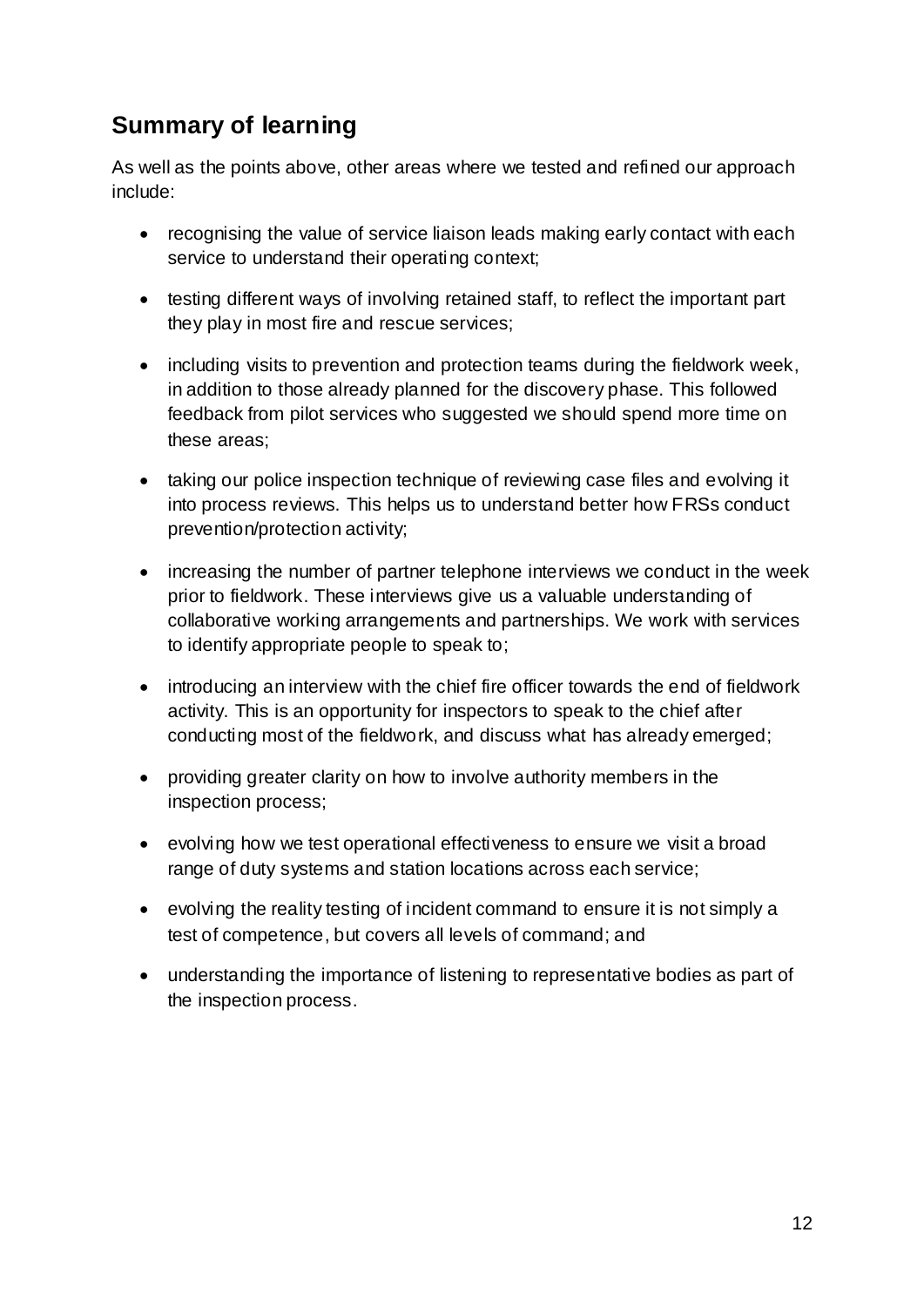## Summary of learning

As well as the points above, other areas where we tested and refined our approach include:

- recognising the value of service liaison leads making early contact with each service to understand their operating context;
- testing different ways of involving retained staff, to reflect the important part they play in most fire and rescue services;
- including visits to prevention and protection teams during the fieldwork week, in addition to those already planned for the discovery phase. This followed feedback from pilot services who suggested we should spend more time on these areas;
- taking our police inspection technique of reviewing case files and evolving it into process reviews. This helps us to understand better how FRSs conduct prevention/protection activity;
- increasing the number of partner telephone interviews we conduct in the week prior to fieldwork. These interviews give us a valuable understanding of collaborative working arrangements and partnerships. We work with services to identify appropriate people to speak to;
- introducing an interview with the chief fire officer towards the end of fieldwork activity. This is an opportunity for inspectors to speak to the chief after conducting most of the fieldwork, and discuss what has already emerged;
- providing greater clarity on how to involve authority members in the inspection process;
- evolving how we test operational effectiveness to ensure we visit a broad range of duty systems and station locations across each service;
- evolving the reality testing of incident command to ensure it is not simply a test of competence, but covers all levels of command; and
- understanding the importance of listening to representative bodies as part of the inspection process.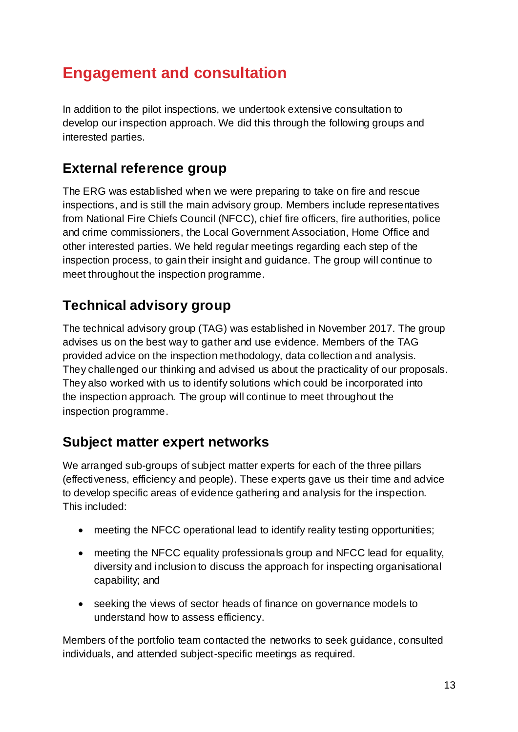# Engagement and consultation

In addition to the pilot inspections, we undertook extensive consultation to develop our inspection approach. We did this through the following groups and interested parties.

## External reference group

The ERG was established when we were preparing to take on fire and rescue inspections, and is still the main advisory group. Members include representatives from National Fire Chiefs Council (NFCC), chief fire officers, fire authorities, police and crime commissioners, the Local Government Association, Home Office and other interested parties. We held regular meetings regarding each step of the inspection process, to gain their insight and guidance. The group will continue to meet throughout the inspection programme.

## Technical advisory group

The technical advisory group (TAG) was established in November 2017. The group advises us on the best way to gather and use evidence. Members of the TAG provided advice on the inspection methodology, data collection and analysis. They challenged our thinking and advised us about the practicality of our proposals. They also worked with us to identify solutions which could be incorporated into the inspection approach. The group will continue to meet throughout the inspection programme.

## Subject matter expert networks

We arranged sub-groups of subject matter experts for each of the three pillars (effectiveness, efficiency and people). These experts gave us their time and advice to develop specific areas of evidence gathering and analysis for the inspection. This included:

- meeting the NFCC operational lead to identify reality testing opportunities;
- meeting the NFCC equality professionals group and NFCC lead for equality, diversity and inclusion to discuss the approach for inspecting organisational capability; and
- seeking the views of sector heads of finance on governance models to understand how to assess efficiency.

Members of the portfolio team contacted the networks to seek guidance, consulted individuals, and attended subject-specific meetings as required.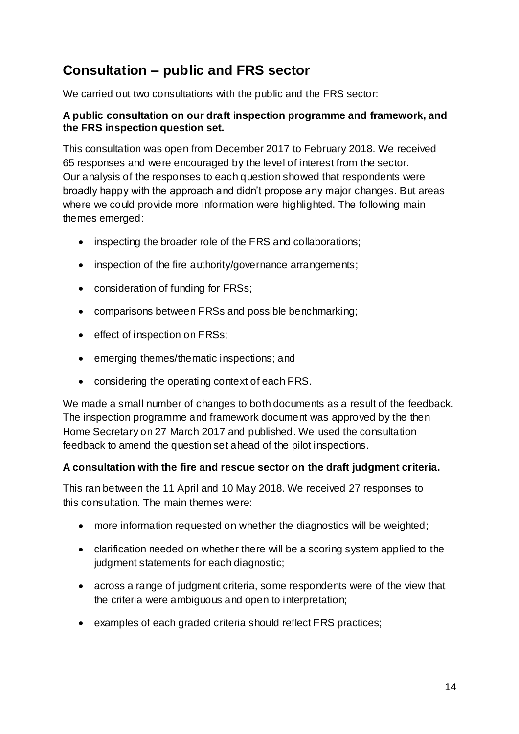## Consultation – public and FRS sector

We carried out two consultations with the public and the FRS sector:

**A public consultation on our draft inspection programme and framework, and the FRS inspection question set.**

This consultation was open from December 2017 to February 2018. We received 65 responses and were encouraged by the level of interest from the sector. Our analysis of the responses to each question showed that respondents were broadly happy with the approach and didn't propose any major changes. But areas where we could provide more information were highlighted. The following main themes emerged:

- inspecting the broader role of the FRS and collaborations;
- inspection of the fire authority/governance arrangements;
- consideration of funding for FRSs;
- comparisons between FRSs and possible benchmarking;
- effect of inspection on FRSs;
- emerging themes/thematic inspections; and
- considering the operating context of each FRS.

We made a small number of changes to both documents as a result of the feedback. The inspection programme and framework document was approved by the then Home Secretary on 27 March 2017 and published. We used the consultation feedback to amend the question set ahead of the pilot inspections.

**A consultation with the fire and rescue sector on the draft judgment criteria.**

This ran between the 11 April and 10 May 2018. We received 27 responses to this consultation. The main themes were:

- more information requested on whether the diagnostics will be weighted;
- clarification needed on whether there will be a scoring system applied to the judgment statements for each diagnostic;
- across a range of judgment criteria, some respondents were of the view that the criteria were ambiguous and open to interpretation;
- examples of each graded criteria should reflect FRS practices;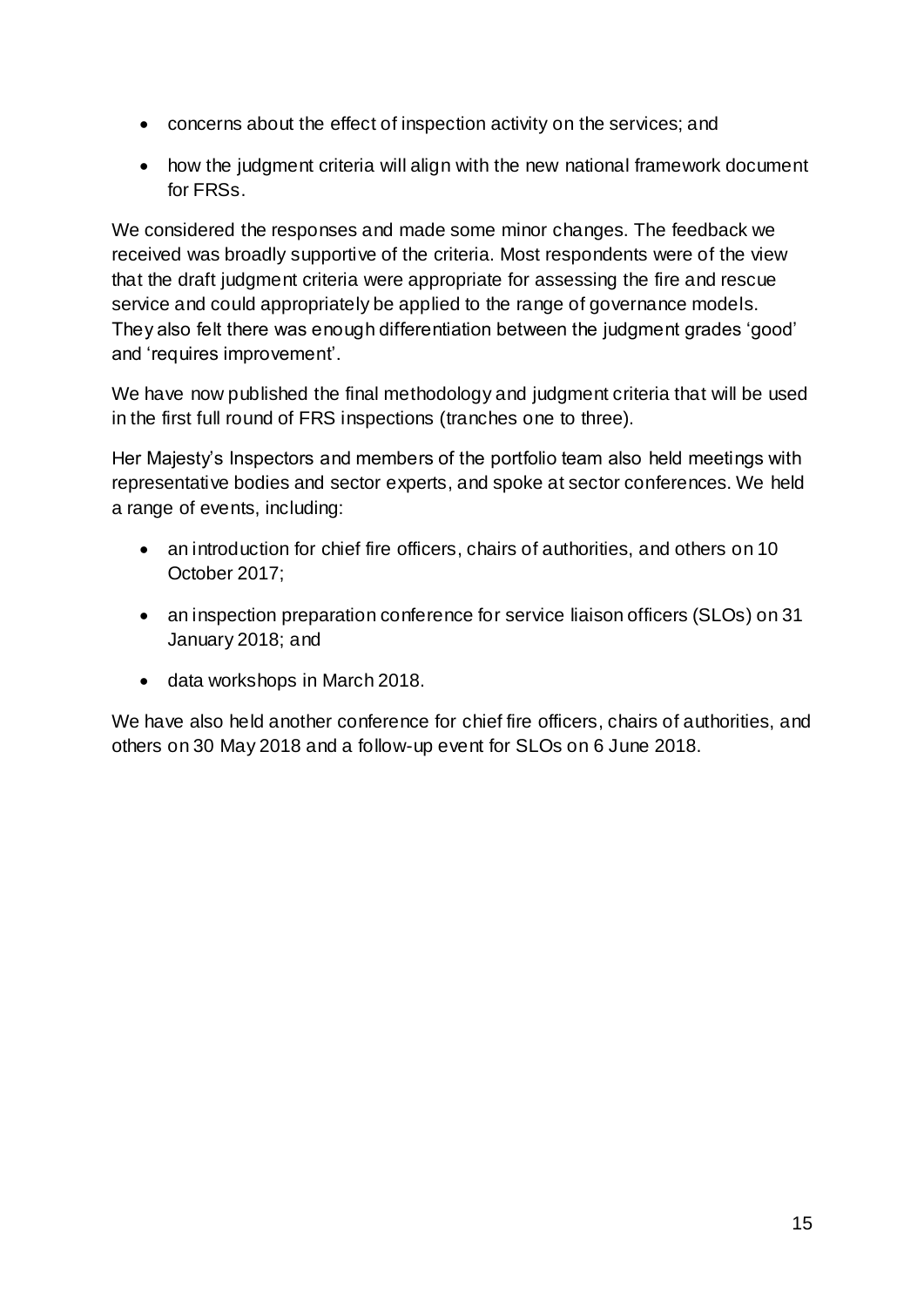- concerns about the effect of inspection activity on the services; and
- how the judgment criteria will align with the new national framework document for FRSs.

We considered the responses and made some minor changes. The feedback we received was broadly supportive of the criteria. Most respondents were of the view that the draft judgment criteria were appropriate for assessing the fire and rescue service and could appropriately be applied to the range of governance models. They also felt there was enough differentiation between the judgment grades 'good' and 'requires improvement'.

We have now published the final methodology and judgment criteria that will be used in the first full round of FRS inspections (tranches one to three).

Her Majesty's Inspectors and members of the portfolio team also held meetings with representative bodies and sector experts, and spoke at sector conferences. We held a range of events, including:

- an introduction for chief fire officers, chairs of authorities, and others on 10 October 2017;
- an inspection preparation conference for service liaison officers (SLOs) on 31 January 2018; and
- data workshops in March 2018.

We have also held another conference for chief fire officers, chairs of authorities, and others on 30 May 2018 and a follow-up event for SLOs on 6 June 2018.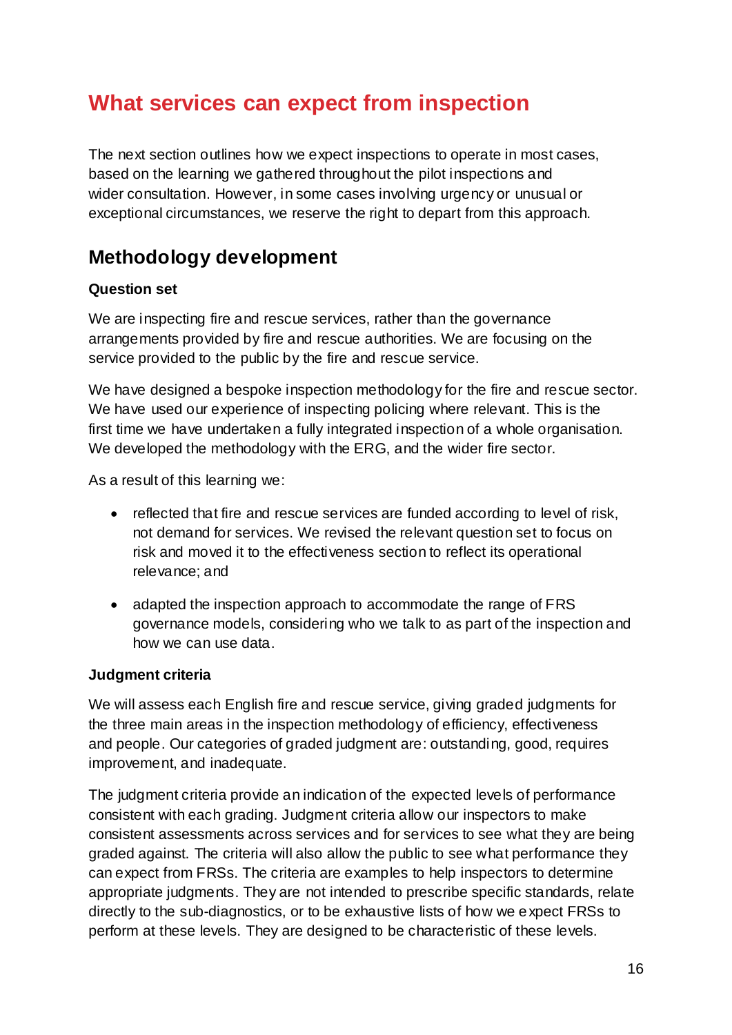# What services can expect from inspection

The next section outlines how we expect inspections to operate in most cases, based on the learning we gathered throughout the pilot inspections and wider consultation. However, in some cases involving urgency or unusual or exceptional circumstances, we reserve the right to depart from this approach.

## Methodology development

**Question set**

We are inspecting fire and rescue services, rather than the governance arrangements provided by fire and rescue authorities. We are focusing on the service provided to the public by the fire and rescue service.

We have designed a bespoke inspection methodology for the fire and rescue sector. We have used our experience of inspecting policing where relevant. This is the first time we have undertaken a fully integrated inspection of a whole organisation. We developed the methodology with the ERG, and the wider fire sector.

As a result of this learning we:

- reflected that fire and rescue services are funded according to level of risk, not demand for services. We revised the relevant question set to focus on risk and moved it to the effectiveness section to reflect its operational relevance; and
- adapted the inspection approach to accommodate the range of FRS governance models, considering who we talk to as part of the inspection and how we can use data.

**Judgment criteria**

We will assess each English fire and rescue service, giving graded judgments for the three main areas in the inspection methodology of efficiency, effectiveness and people. Our categories of graded judgment are: outstanding, good, requires improvement, and inadequate.

The judgment criteria provide an indication of the expected levels of performance consistent with each grading. Judgment criteria allow our inspectors to make consistent assessments across services and for services to see what they are being graded against. The criteria will also allow the public to see what performance they can expect from FRSs. The criteria are examples to help inspectors to determine appropriate judgments. They are not intended to prescribe specific standards, relate directly to the sub-diagnostics, or to be exhaustive lists of how we expect FRSs to perform at these levels. They are designed to be characteristic of these levels.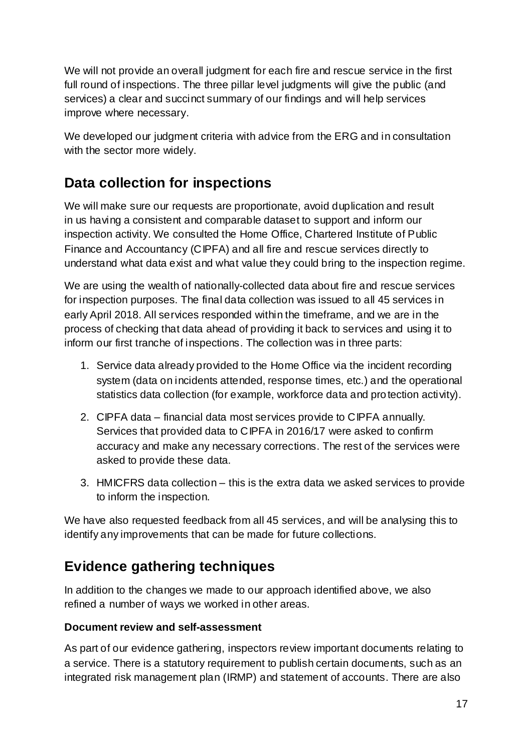We will not provide an overall judgment for each fire and rescue service in the first full round of inspections. The three pillar level judgments will give the public (and services) a clear and succinct summary of our findings and will help services improve where necessary.

We developed our judgment criteria with advice from the ERG and in consultation with the sector more widely.

## Data collection for inspections

We will make sure our requests are proportionate, avoid duplication and result in us having a consistent and comparable dataset to support and inform our inspection activity. We consulted the Home Office, Chartered Institute of Public Finance and Accountancy (CIPFA) and all fire and rescue services directly to understand what data exist and what value they could bring to the inspection regime.

We are using the wealth of nationally-collected data about fire and rescue services for inspection purposes. The final data collection was issued to all 45 services in early April 2018. All services responded within the timeframe, and we are in the process of checking that data ahead of providing it back to services and using it to inform our first tranche of inspections. The collection was in three parts:

1. Service data already provided to the Home Office via the incident recording system (data on incidents attended, response times, etc.) and the operational statistics data collection (for example, workforce data and protection activity).
2. CIPFA data – financial data most services provide to CIPFA annually. Services that provided data to CIPFA in 2016/17 were asked to confirm accuracy and make any necessary corrections. The rest of the services were asked to provide these data.
3. HMICFRS data collection – this is the extra data we asked services to provide to inform the inspection.

We have also requested feedback from all 45 services, and will be analysing this to identify any improvements that can be made for future collections.

## Evidence gathering techniques

In addition to the changes we made to our approach identified above, we also refined a number of ways we worked in other areas.

**Document review and self-assessment**

As part of our evidence gathering, inspectors review important documents relating to a service. There is a statutory requirement to publish certain documents, such as an integrated risk management plan (IRMP) and statement of accounts. There are also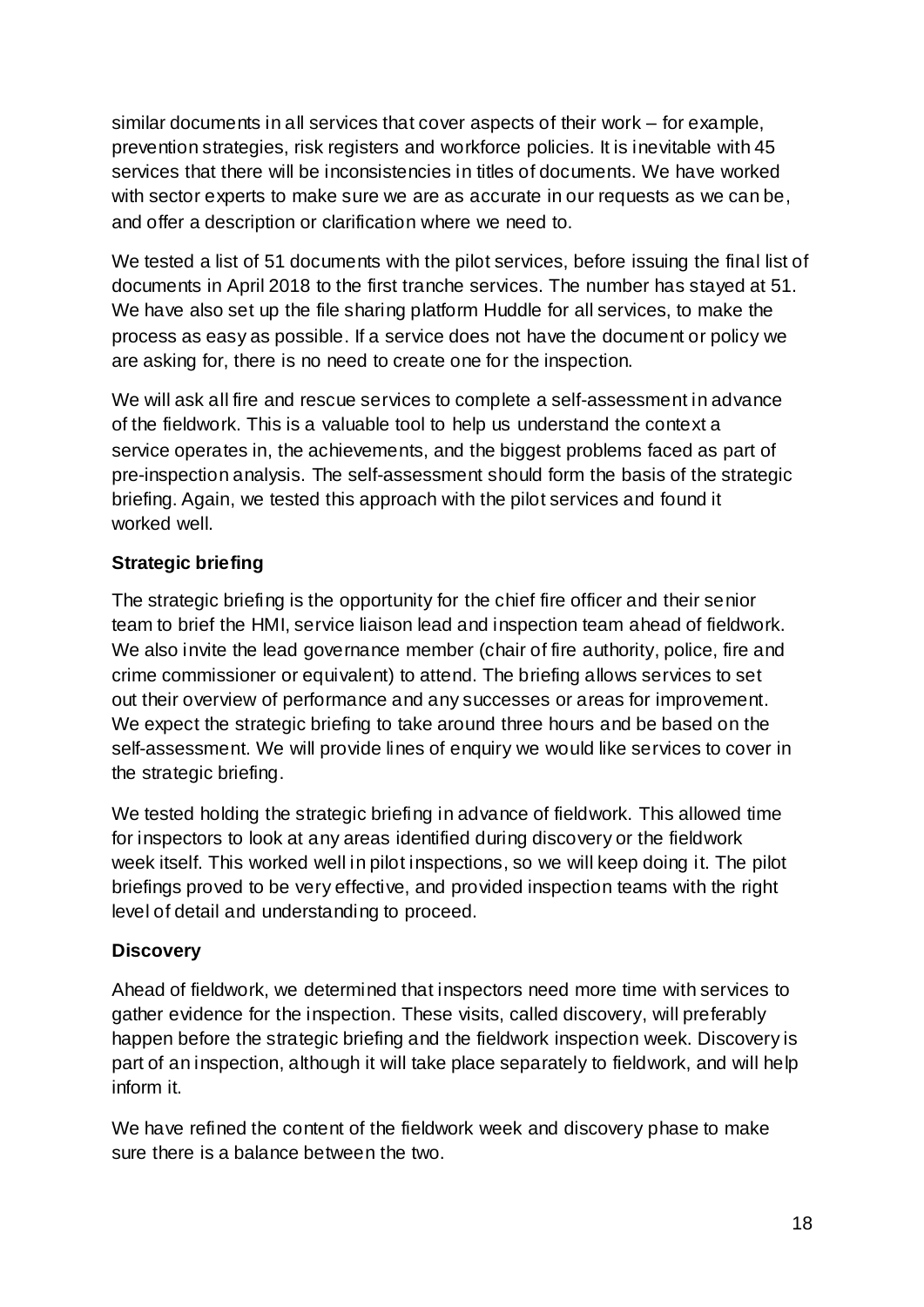similar documents in all services that cover aspects of their work – for example, prevention strategies, risk registers and workforce policies. It is inevitable with 45 services that there will be inconsistencies in titles of documents. We have worked with sector experts to make sure we are as accurate in our requests as we can be, and offer a description or clarification where we need to.

We tested a list of 51 documents with the pilot services, before issuing the final list of documents in April 2018 to the first tranche services. The number has stayed at 51. We have also set up the file sharing platform Huddle for all services, to make the process as easy as possible. If a service does not have the document or policy we are asking for, there is no need to create one for the inspection.

We will ask all fire and rescue services to complete a self-assessment in advance of the fieldwork. This is a valuable tool to help us understand the context a service operates in, the achievements, and the biggest problems faced as part of pre-inspection analysis. The self-assessment should form the basis of the strategic briefing. Again, we tested this approach with the pilot services and found it worked well.

**Strategic briefing**

The strategic briefing is the opportunity for the chief fire officer and their senior team to brief the HMI, service liaison lead and inspection team ahead of fieldwork. We also invite the lead governance member (chair of fire authority, police, fire and crime commissioner or equivalent) to attend. The briefing allows services to set out their overview of performance and any successes or areas for improvement. We expect the strategic briefing to take around three hours and be based on the self-assessment. We will provide lines of enquiry we would like services to cover in the strategic briefing.

We tested holding the strategic briefing in advance of fieldwork. This allowed time for inspectors to look at any areas identified during discovery or the fieldwork week itself. This worked well in pilot inspections, so we will keep doing it. The pilot briefings proved to be very effective, and provided inspection teams with the right level of detail and understanding to proceed.

**Discovery**

Ahead of fieldwork, we determined that inspectors need more time with services to gather evidence for the inspection. These visits, called discovery, will preferably happen before the strategic briefing and the fieldwork inspection week. Discovery is part of an inspection, although it will take place separately to fieldwork, and will help inform it.

We have refined the content of the fieldwork week and discovery phase to make sure there is a balance between the two.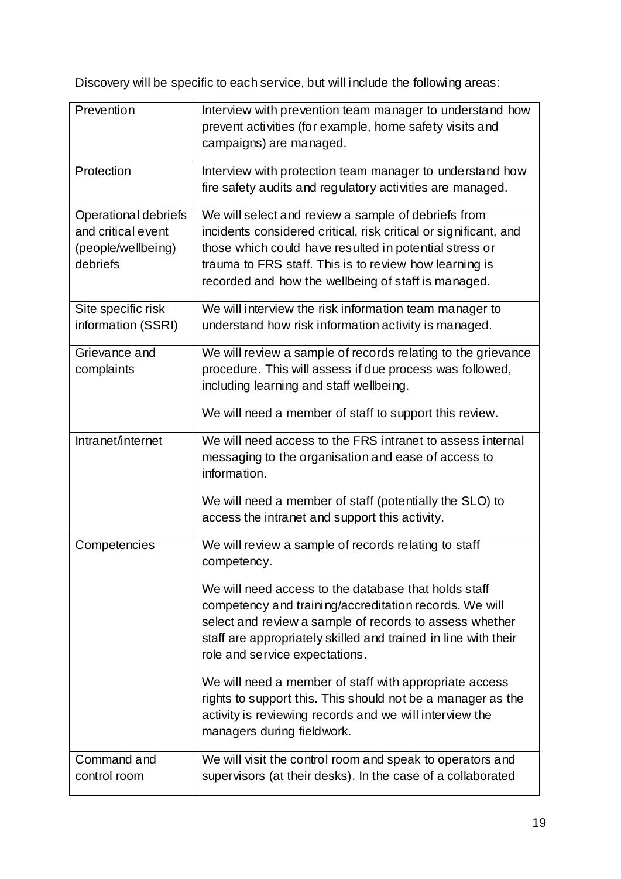Discovery will be specific to each service, but will include the following areas:

| | |
|---|---|
| Prevention | Interview with prevention team manager to understand how prevent activities (for example, home safety visits and campaigns) are managed. |
| Protection | Interview with protection team manager to understand how fire safety audits and regulatory activities are managed. |
| Operational debriefs and critical event (people/wellbeing) debriefs | We will select and review a sample of debriefs from incidents considered critical, risk critical or significant, and those which could have resulted in potential stress or trauma to FRS staff. This is to review how learning is recorded and how the wellbeing of staff is managed. |
| Site specific risk information (SSRI) | We will interview the risk information team manager to understand how risk information activity is managed. |
| Grievance and complaints | We will review a sample of records relating to the grievance procedure. This will assess if due process was followed, including learning and staff wellbeing.<br><br>We will need a member of staff to support this review. |
| Intranet/internet | We will need access to the FRS intranet to assess internal messaging to the organisation and ease of access to information.<br><br>We will need a member of staff (potentially the SLO) to access the intranet and support this activity. |
| Competencies | We will review a sample of records relating to staff competency.<br><br>We will need access to the database that holds staff competency and training/accreditation records. We will select and review a sample of records to assess whether staff are appropriately skilled and trained in line with their role and service expectations.<br><br>We will need a member of staff with appropriate access rights to support this. This should not be a manager as the activity is reviewing records and we will interview the managers during fieldwork. |
| Command and control room | We will visit the control room and speak to operators and supervisors (at their desks). In the case of a collaborated |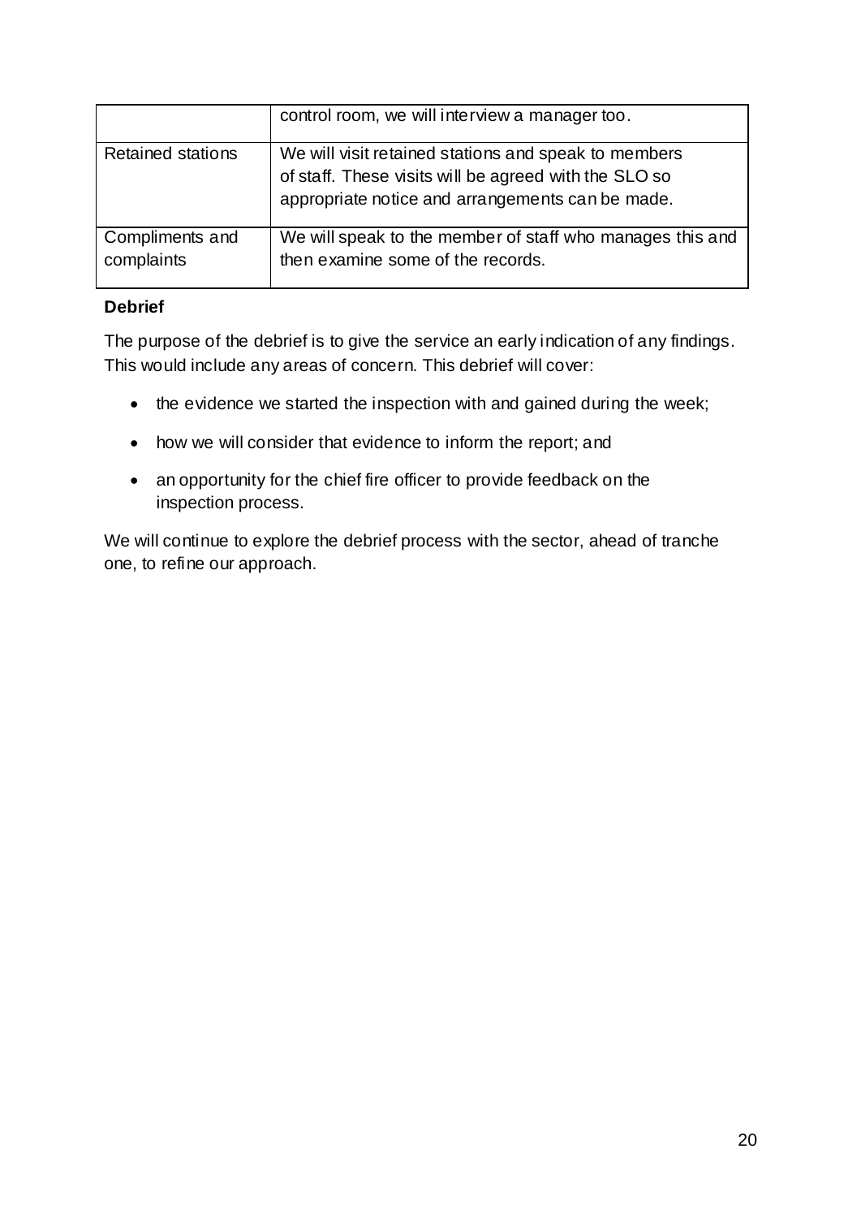|  |  |
| --- | --- |
|  | control room, we will interview a manager too. |
| Retained stations | We will visit retained stations and speak to members of staff. These visits will be agreed with the SLO so appropriate notice and arrangements can be made. |
| Compliments and complaints | We will speak to the member of staff who manages this and then examine some of the records. |

**Debrief**

The purpose of the debrief is to give the service an early indication of any findings. This would include any areas of concern. This debrief will cover:

- the evidence we started the inspection with and gained during the week;
- how we will consider that evidence to inform the report; and
- an opportunity for the chief fire officer to provide feedback on the inspection process.

We will continue to explore the debrief process with the sector, ahead of tranche one, to refine our approach.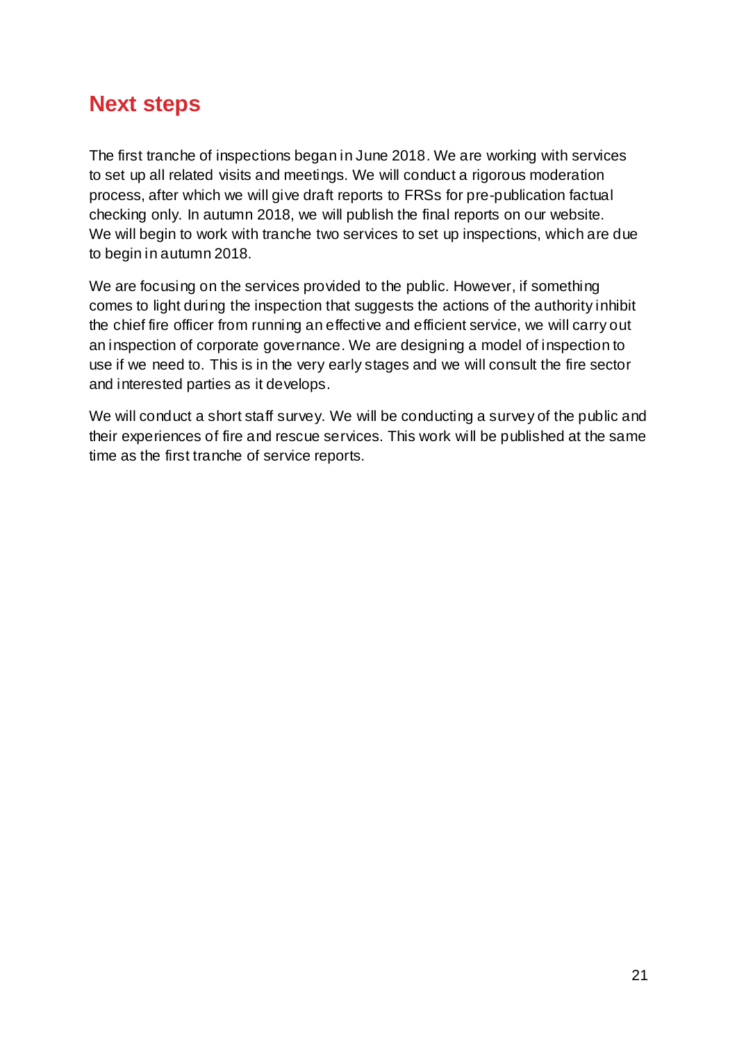## Next steps

The first tranche of inspections began in June 2018. We are working with services to set up all related visits and meetings. We will conduct a rigorous moderation process, after which we will give draft reports to FRSs for pre-publication factual checking only. In autumn 2018, we will publish the final reports on our website. We will begin to work with tranche two services to set up inspections, which are due to begin in autumn 2018.

We are focusing on the services provided to the public. However, if something comes to light during the inspection that suggests the actions of the authority inhibit the chief fire officer from running an effective and efficient service, we will carry out an inspection of corporate governance. We are designing a model of inspection to use if we need to. This is in the very early stages and we will consult the fire sector and interested parties as it develops.

We will conduct a short staff survey. We will be conducting a survey of the public and their experiences of fire and rescue services. This work will be published at the same time as the first tranche of service reports.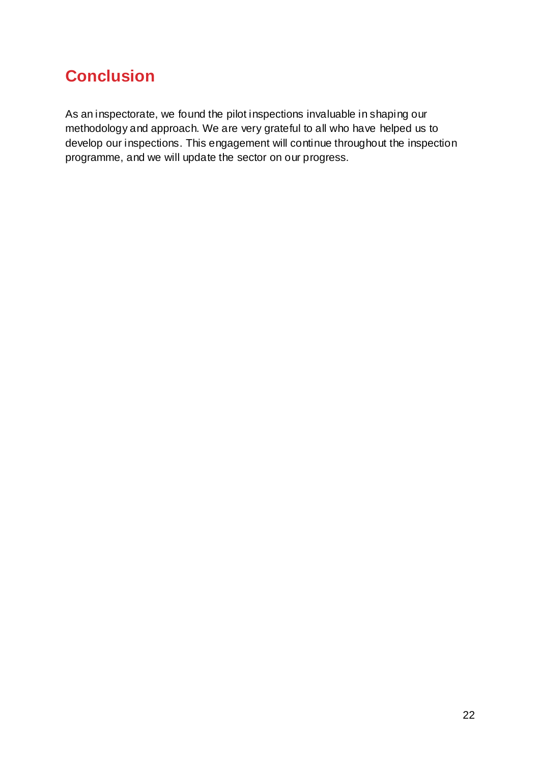## Conclusion

As an inspectorate, we found the pilot inspections invaluable in shaping our methodology and approach. We are very grateful to all who have helped us to develop our inspections. This engagement will continue throughout the inspection programme, and we will update the sector on our progress.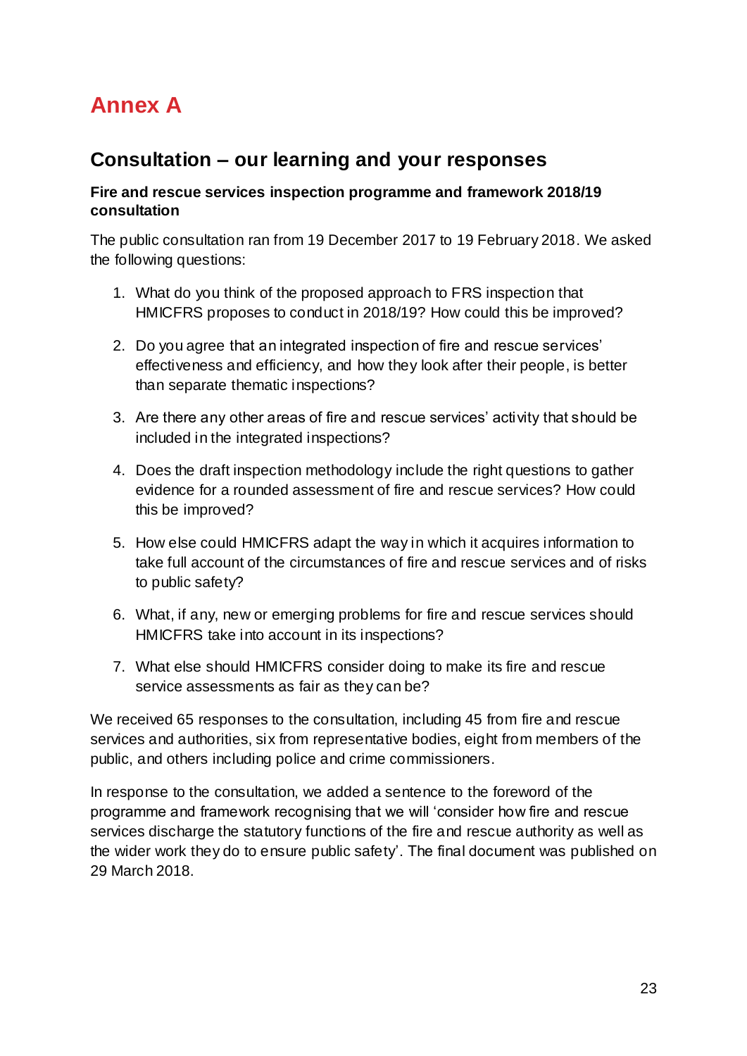# Annex A

## Consultation – our learning and your responses

**Fire and rescue services inspection programme and framework 2018/19 consultation**

The public consultation ran from 19 December 2017 to 19 February 2018. We asked the following questions:

1. What do you think of the proposed approach to FRS inspection that HMICFRS proposes to conduct in 2018/19? How could this be improved?
2. Do you agree that an integrated inspection of fire and rescue services' effectiveness and efficiency, and how they look after their people, is better than separate thematic inspections?
3. Are there any other areas of fire and rescue services' activity that should be included in the integrated inspections?
4. Does the draft inspection methodology include the right questions to gather evidence for a rounded assessment of fire and rescue services? How could this be improved?
5. How else could HMICFRS adapt the way in which it acquires information to take full account of the circumstances of fire and rescue services and of risks to public safety?
6. What, if any, new or emerging problems for fire and rescue services should HMICFRS take into account in its inspections?
7. What else should HMICFRS consider doing to make its fire and rescue service assessments as fair as they can be?

We received 65 responses to the consultation, including 45 from fire and rescue services and authorities, six from representative bodies, eight from members of the public, and others including police and crime commissioners.

In response to the consultation, we added a sentence to the foreword of the programme and framework recognising that we will 'consider how fire and rescue services discharge the statutory functions of the fire and rescue authority as well as the wider work they do to ensure public safety'. The final document was published on 29 March 2018.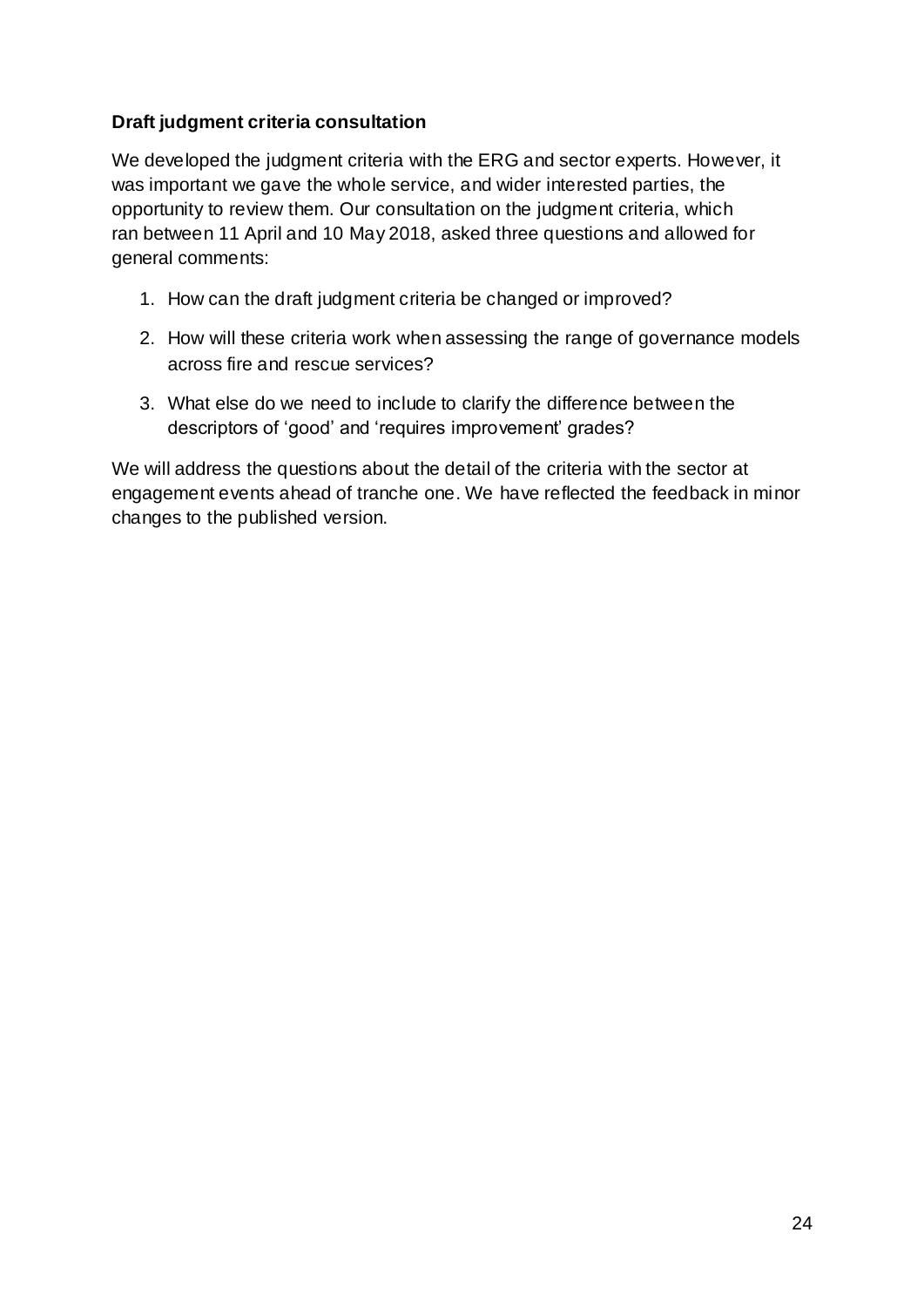**Draft judgment criteria consultation**

We developed the judgment criteria with the ERG and sector experts. However, it was important we gave the whole service, and wider interested parties, the opportunity to review them. Our consultation on the judgment criteria, which ran between 11 April and 10 May 2018, asked three questions and allowed for general comments:

1. How can the draft judgment criteria be changed or improved?
2. How will these criteria work when assessing the range of governance models across fire and rescue services?
3. What else do we need to include to clarify the difference between the descriptors of 'good' and 'requires improvement' grades?

We will address the questions about the detail of the criteria with the sector at engagement events ahead of tranche one. We have reflected the feedback in minor changes to the published version.